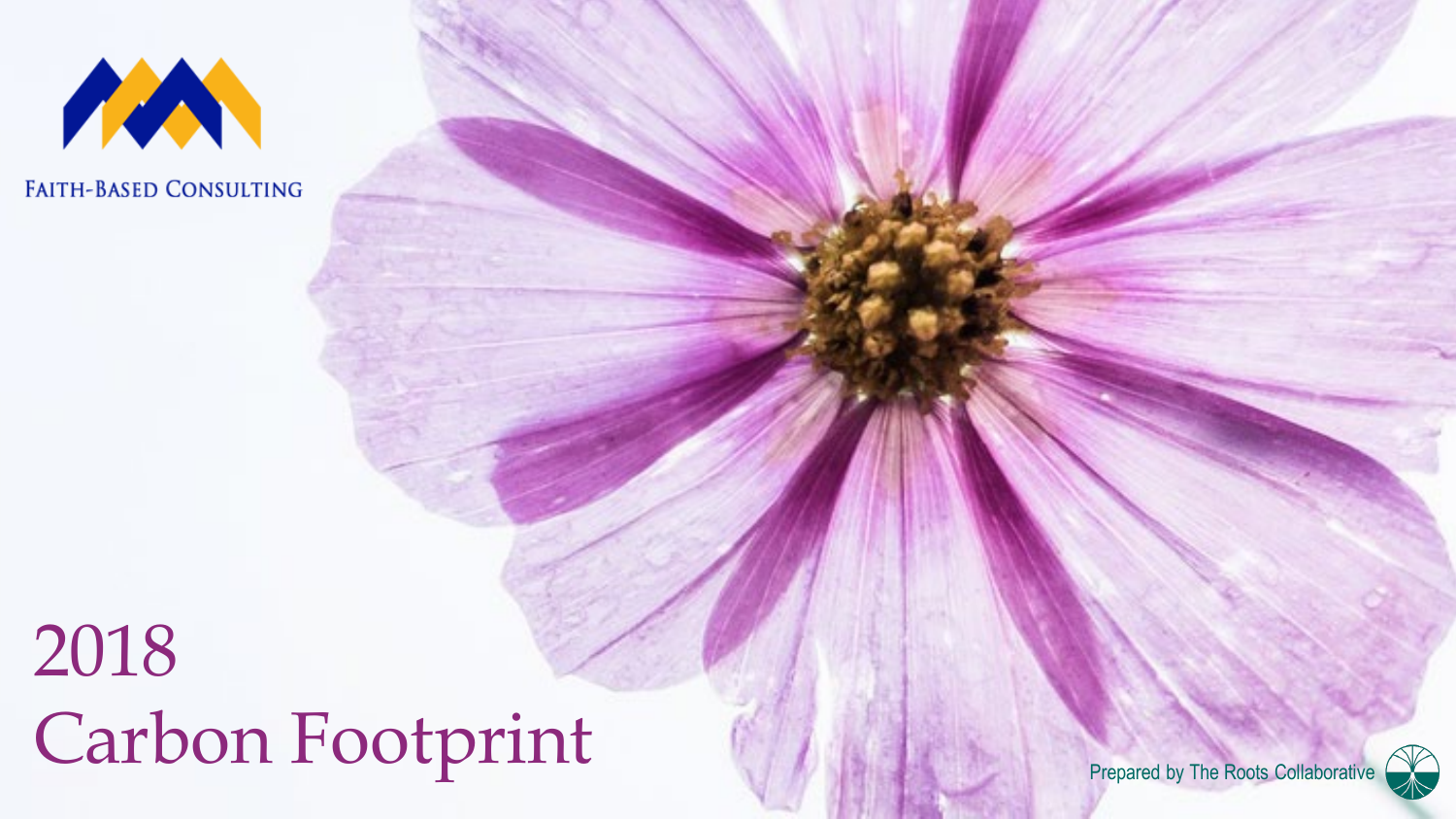FAITH-BASED CONSULTING

# 2018 Carbon Footprint

Prepared by The Roots Collaborative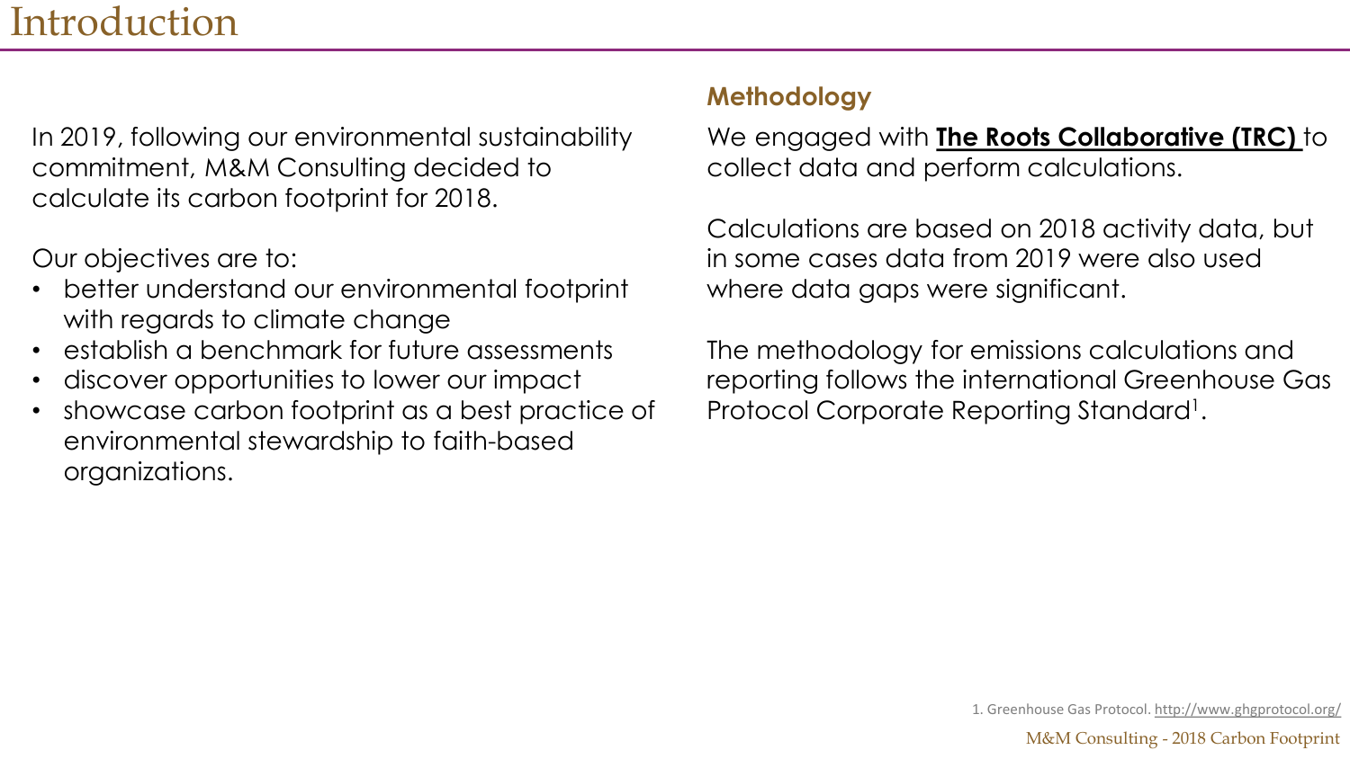# Introduction

In 2019, following our environmental sustainability commitment, M&M Consulting decided to calculate its carbon footprint for 2018.

Our objectives are to:

- better understand our environmental footprint with regards to climate change
- establish a benchmark for future assessments
- discover opportunities to lower our impact
- showcase carbon footprint as a best practice of environmental stewardship to faith-based organizations.

## Methodology

We engaged with **The Roots Collaborative (TRC)** to collect data and perform calculations.

Calculations are based on 2018 activity data, but in some cases data from 2019 were also used where data gaps were significant.

The methodology for emissions calculations and reporting follows the international Greenhouse Gas Protocol Corporate Reporting Standard[1].

1. Greenhouse Gas Protocol. http://www.ghgprotocol.org/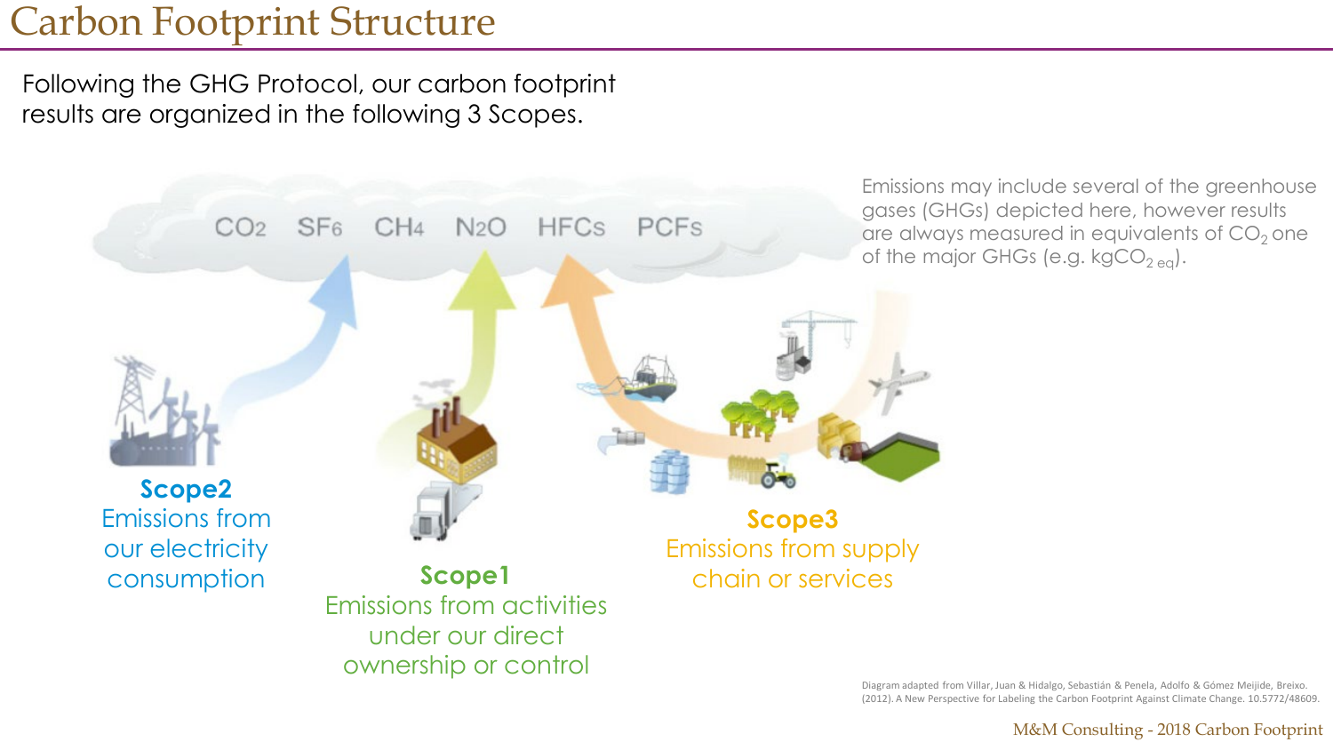# Carbon Footprint Structure

Following the GHG Protocol, our carbon footprint results are organized in the following 3 Scopes.

$CO_2$ $SF_6$ $CH_4$ $N_2O$ HFCs PCFs

Emissions may include several of the greenhouse gases (GHGs) depicted here, however results are always measured in equivalents of $CO_2$ one of the major GHGs (e.g. $kgCO_{2\ eq}$).

**Scope2**
Emissions from our electricity consumption

**Scope1**
Emissions from activities under our direct ownership or control

**Scope3**
Emissions from supply chain or services

Diagram adapted from Villar, Juan & Hidalgo, Sebastián & Penela, Adolfo & Gómez Meijide, Breixo. (2012). A New Perspective for Labeling the Carbon Footprint Against Climate Change. 10.5772/48609.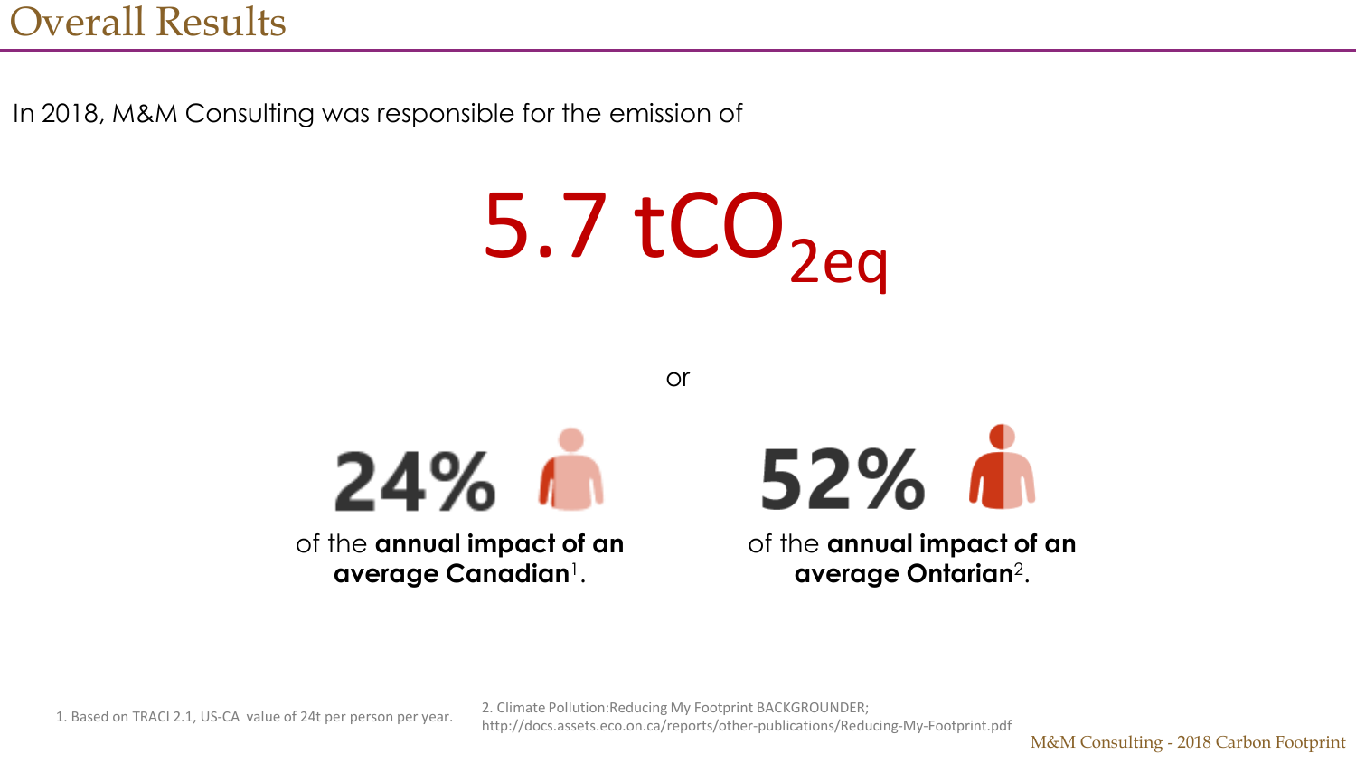# Overall Results

In 2018, M&M Consulting was responsible for the emission of

## 5.7 $tCO_{2eq}$

or

**24%**

of the **annual impact of an average Canadian**[1].

**52%**

of the **annual impact of an average Ontarian**[2].

1. Based on TRACI 2.1, US-CA value of 24t per person per year.

2. Climate Pollution:Reducing My Footprint BACKGROUNDER; http://docs.assets.eco.on.ca/reports/other-publications/Reducing-My-Footprint.pdf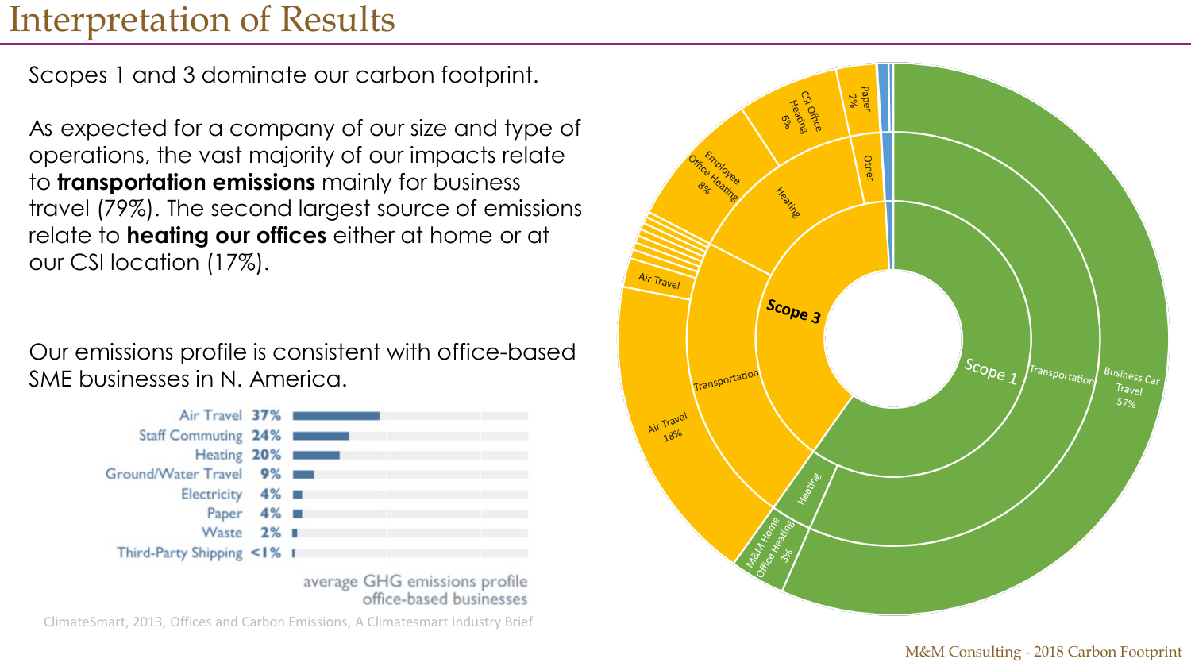# Interpretation of Results

Scopes 1 and 3 dominate our carbon footprint.

As expected for a company of our size and type of operations, the vast majority of our impacts relate to **transportation emissions** mainly for business travel (79%). The second largest source of emissions relate to **heating our offices** either at home or at our CSI location (17%).

Our emissions profile is consistent with office-based SME businesses in N. America.

| Category | Share |
|---|---|
| Air Travel | 37% |
| Staff Commuting | 24% |
| Heating | 20% |
| Ground/Water Travel | 9% |
| Electricity | 4% |
| Paper | 4% |
| Waste | 2% |
| Third-Party Shipping | <1% |

average GHG emissions profile office-based businesses

ClimateSmart, 2013, Offices and Carbon Emissions, A Climatesmart Industry Brief

| Scope | Category | Subcategory |
|---|---|---|
| Scope 1 | Transportation | Business Car Travel 57% |
| Scope 1 | Heating | M&M Home Office Heating 3% |
| Scope 3 | Transportation | Air Travel 18% |
| Scope 3 | Transportation | Air Travel |
| Scope 3 | Heating | Employee Office Heating 8% |
| Scope 3 | Heating | CSI Office Heating 6% |
| Scope 3 | Other | Paper 2% |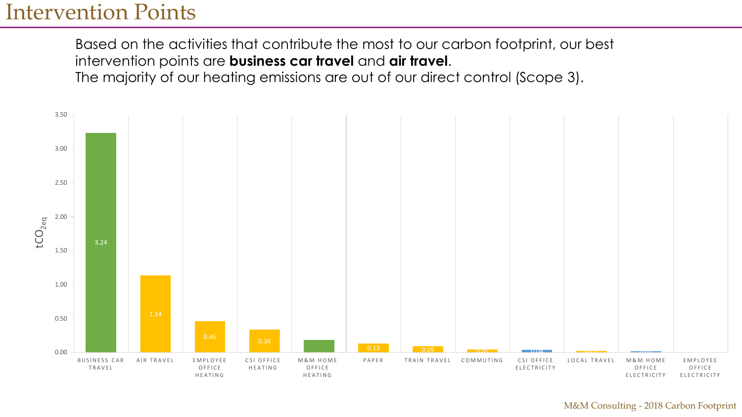# Intervention Points

Based on the activities that contribute the most to our carbon footprint, our best intervention points are **business car travel** and **air travel**.
The majority of our heating emissions are out of our direct control (Scope 3).

| Activity | $tCO_{2eq}$ |
|---|---|
| Business Car Travel | 3.24 |
| Air Travel | 1.14 |
| Employee Office Heating | 0.46 |
| CSI Office Heating | 0.34 |
| M&M Home Office Heating | |
| Paper | 0.13 |
| Train Travel | 0.09 |
| Commuting | 0.05 |
| CSI Office Electricity | 0.04 |
| Local Travel | 0.02 |
| M&M Home Office Electricity | 0.01 |
| Employee Office Electricity | |

M&M Consulting - 2018 Carbon Footprint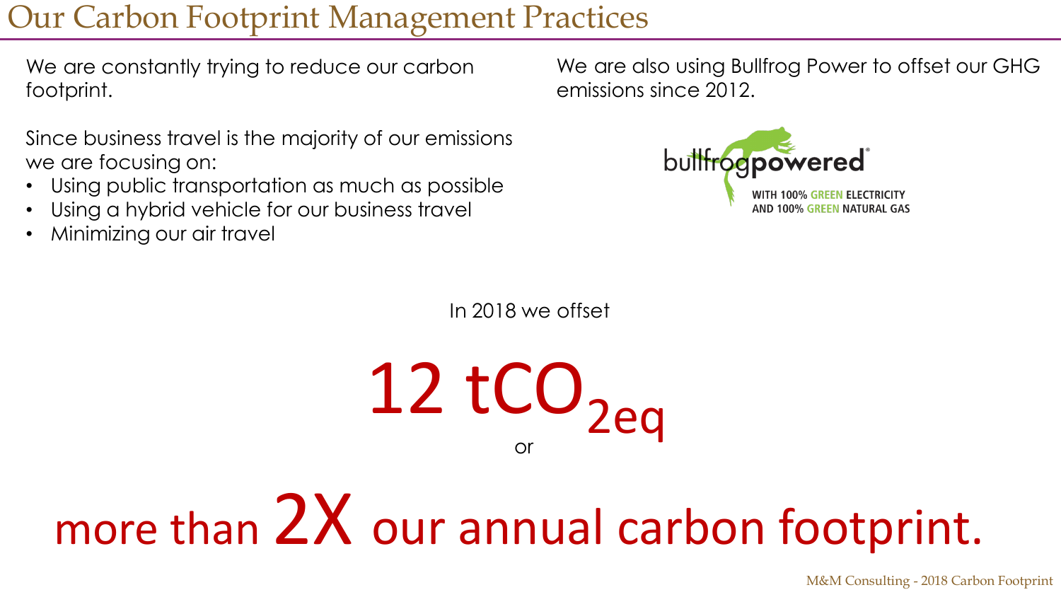# Our Carbon Footprint Management Practices

We are constantly trying to reduce our carbon footprint.

Since business travel is the majority of our emissions we are focusing on:

- Using public transportation as much as possible
- Using a hybrid vehicle for our business travel
- Minimizing our air travel

We are also using Bullfrog Power to offset our GHG emissions since 2012.

bullfrogpowered®

WITH 100% GREEN ELECTRICITY AND 100% GREEN NATURAL GAS

In 2018 we offset

**12 $tCO_{2eq}$**

or

**more than 2X our annual carbon footprint.**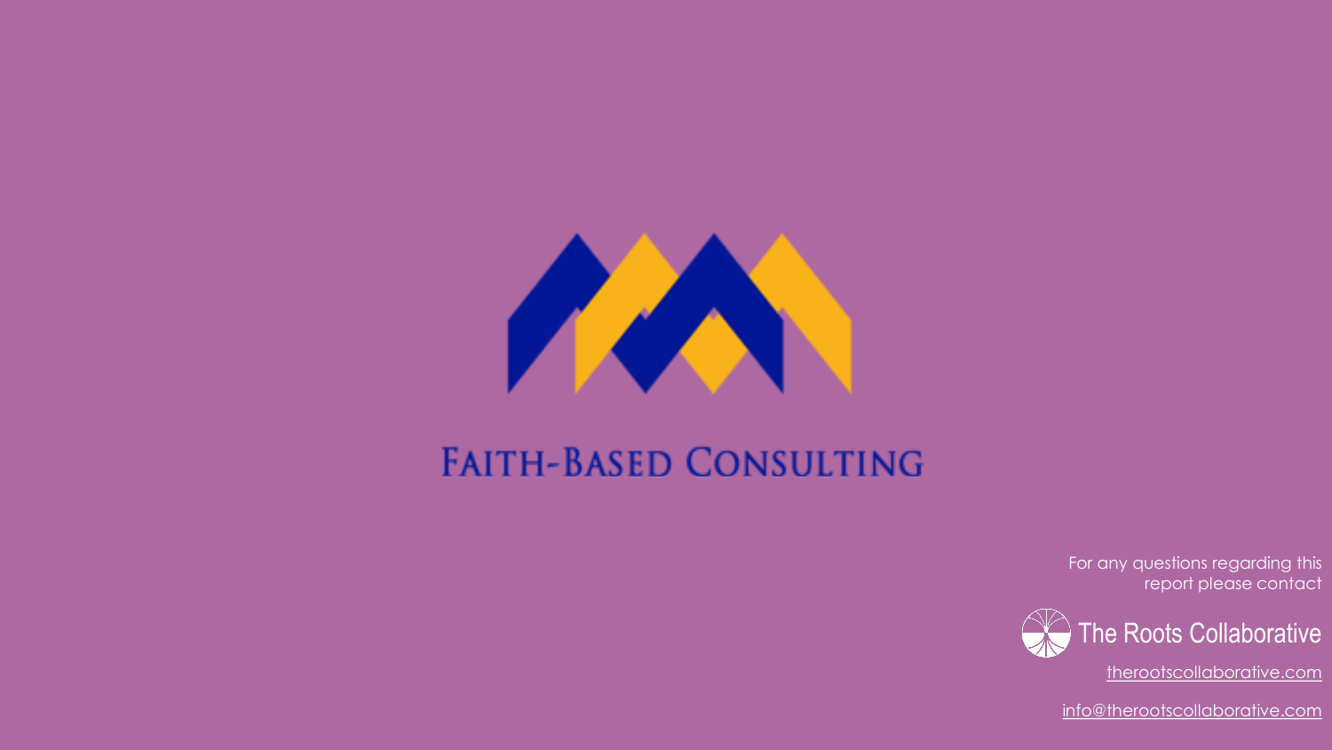FAITH-BASED CONSULTING

For any questions regarding this report please contact

The Roots Collaborative

therootscollaborative.com

info@therootscollaborative.com